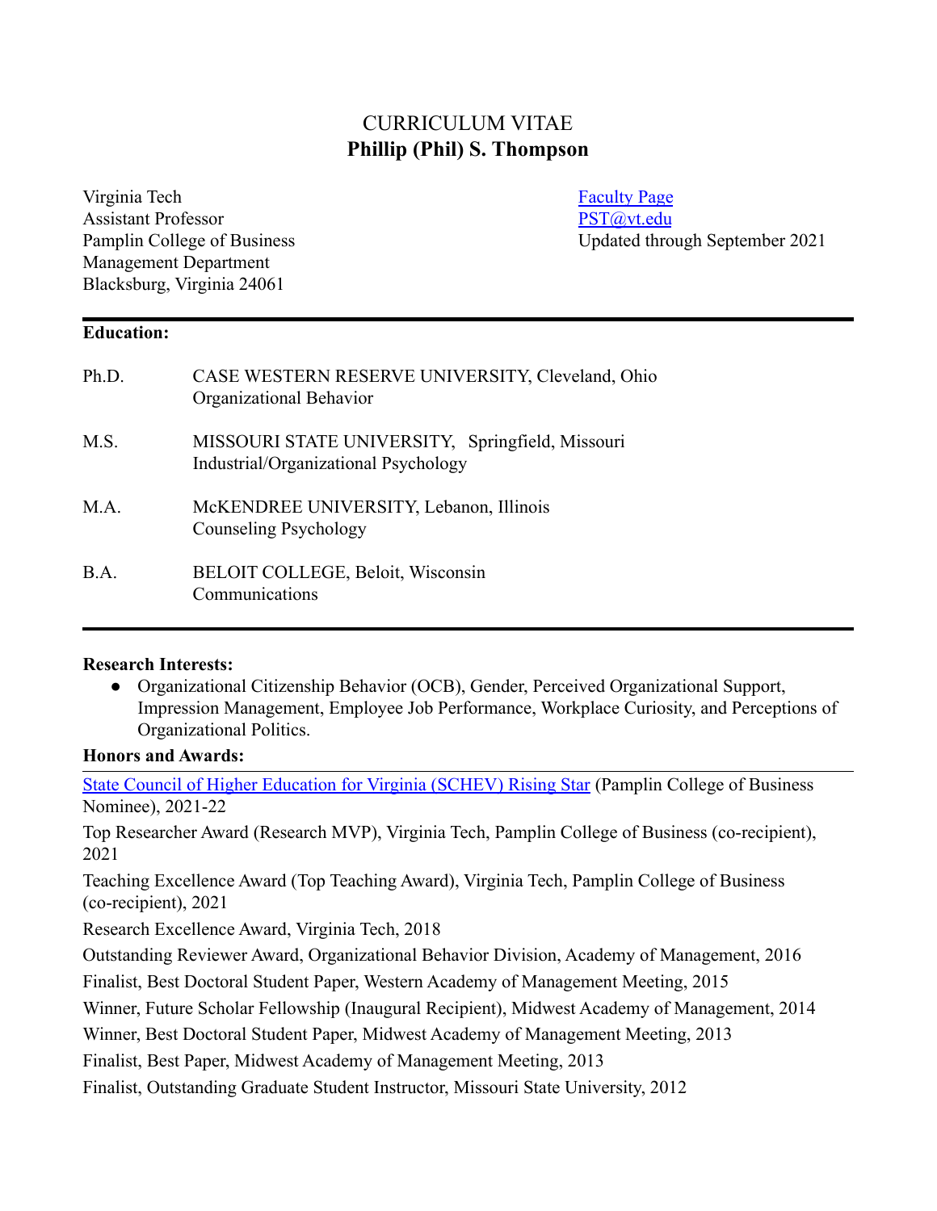# CURRICULUM VITAE
## Phillip (Phil) S. Thompson

Virginia Tech
Assistant Professor
Pamplin College of Business
Management Department
Blacksburg, Virginia 24061

[Faculty Page](#)
[PST@vt.edu](mailto:PST@vt.edu)
Updated through September 2021

---

**Education:**

| | |
|---|---|
| Ph.D. | CASE WESTERN RESERVE UNIVERSITY, Cleveland, Ohio<br>Organizational Behavior |
| M.S. | MISSOURI STATE UNIVERSITY, Springfield, Missouri<br>Industrial/Organizational Psychology |
| M.A. | McKENDREE UNIVERSITY, Lebanon, Illinois<br>Counseling Psychology |
| B.A. | BELOIT COLLEGE, Beloit, Wisconsin<br>Communications |

---

**Research Interests:**

- Organizational Citizenship Behavior (OCB), Gender, Perceived Organizational Support, Impression Management, Employee Job Performance, Workplace Curiosity, and Perceptions of Organizational Politics.

**Honors and Awards:**

[State Council of Higher Education for Virginia (SCHEV) Rising Star](#) (Pamplin College of Business Nominee), 2021-22

Top Researcher Award (Research MVP), Virginia Tech, Pamplin College of Business (co-recipient), 2021

Teaching Excellence Award (Top Teaching Award), Virginia Tech, Pamplin College of Business (co-recipient), 2021

Research Excellence Award, Virginia Tech, 2018

Outstanding Reviewer Award, Organizational Behavior Division, Academy of Management, 2016

Finalist, Best Doctoral Student Paper, Western Academy of Management Meeting, 2015

Winner, Future Scholar Fellowship (Inaugural Recipient), Midwest Academy of Management, 2014

Winner, Best Doctoral Student Paper, Midwest Academy of Management Meeting, 2013

Finalist, Best Paper, Midwest Academy of Management Meeting, 2013

Finalist, Outstanding Graduate Student Instructor, Missouri State University, 2012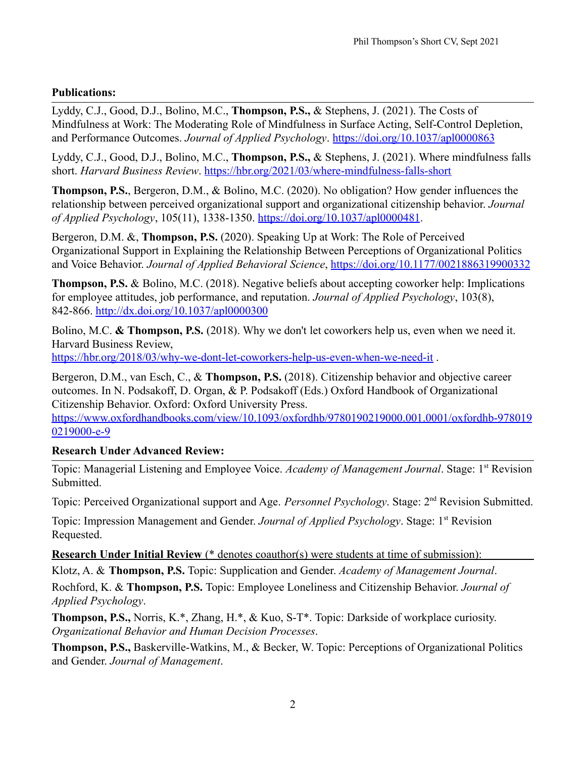**Publications:**

Lyddy, C.J., Good, D.J., Bolino, M.C., **Thompson, P.S.,** & Stephens, J. (2021). The Costs of Mindfulness at Work: The Moderating Role of Mindfulness in Surface Acting, Self-Control Depletion, and Performance Outcomes. *Journal of Applied Psychology*. https://doi.org/10.1037/apl0000863

Lyddy, C.J., Good, D.J., Bolino, M.C., **Thompson, P.S.,** & Stephens, J. (2021). Where mindfulness falls short. *Harvard Business Review*. https://hbr.org/2021/03/where-mindfulness-falls-short

**Thompson, P.S.**, Bergeron, D.M., & Bolino, M.C. (2020). No obligation? How gender influences the relationship between perceived organizational support and organizational citizenship behavior. *Journal of Applied Psychology*, 105(11), 1338-1350. https://doi.org/10.1037/apl0000481.

Bergeron, D.M. &, **Thompson, P.S.** (2020). Speaking Up at Work: The Role of Perceived Organizational Support in Explaining the Relationship Between Perceptions of Organizational Politics and Voice Behavior. *Journal of Applied Behavioral Science*, https://doi.org/10.1177/0021886319900332

**Thompson, P.S.** & Bolino, M.C. (2018). Negative beliefs about accepting coworker help: Implications for employee attitudes, job performance, and reputation. *Journal of Applied Psychology*, 103(8), 842-866. http://dx.doi.org/10.1037/apl0000300

Bolino, M.C. **& Thompson, P.S.** (2018). Why we don't let coworkers help us, even when we need it. Harvard Business Review, https://hbr.org/2018/03/why-we-dont-let-coworkers-help-us-even-when-we-need-it .

Bergeron, D.M., van Esch, C., & **Thompson, P.S.** (2018). Citizenship behavior and objective career outcomes. In N. Podsakoff, D. Organ, & P. Podsakoff (Eds.) Oxford Handbook of Organizational Citizenship Behavior. Oxford: Oxford University Press. https://www.oxfordhandbooks.com/view/10.1093/oxfordhb/9780190219000.001.0001/oxfordhb-9780190219000-e-9

**Research Under Advanced Review:**

Topic: Managerial Listening and Employee Voice. *Academy of Management Journal*. Stage: 1st Revision Submitted.

Topic: Perceived Organizational support and Age. *Personnel Psychology*. Stage: 2nd Revision Submitted.

Topic: Impression Management and Gender. *Journal of Applied Psychology*. Stage: 1st Revision Requested.

**Research Under Initial Review** (* denotes coauthor(s) were students at time of submission):

Klotz, A. & **Thompson, P.S.** Topic: Supplication and Gender. *Academy of Management Journal*.

Rochford, K. & **Thompson, P.S.** Topic: Employee Loneliness and Citizenship Behavior. *Journal of Applied Psychology*.

**Thompson, P.S.,** Norris, K.*, Zhang, H.*, & Kuo, S-T*. Topic: Darkside of workplace curiosity. *Organizational Behavior and Human Decision Processes*.

**Thompson, P.S.,** Baskerville-Watkins, M., & Becker, W. Topic: Perceptions of Organizational Politics and Gender. *Journal of Management*.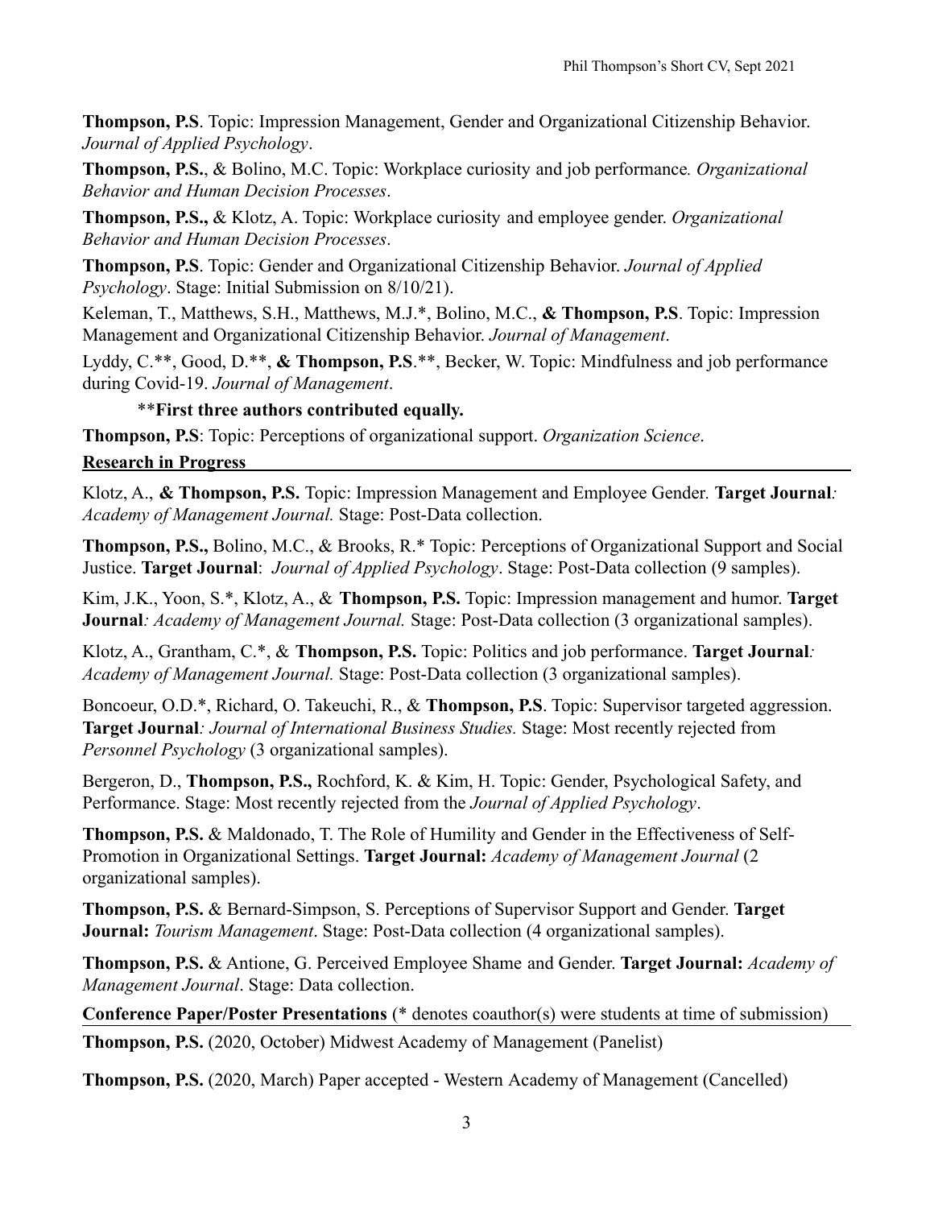**Thompson, P.S**. Topic: Impression Management, Gender and Organizational Citizenship Behavior. *Journal of Applied Psychology*.

**Thompson, P.S.**, & Bolino, M.C. Topic: Workplace curiosity and job performance*. Organizational Behavior and Human Decision Processes*.

**Thompson, P.S.,** & Klotz, A. Topic: Workplace curiosity and employee gender. *Organizational Behavior and Human Decision Processes*.

**Thompson, P.S**. Topic: Gender and Organizational Citizenship Behavior. *Journal of Applied Psychology*. Stage: Initial Submission on 8/10/21).

Keleman, T., Matthews, S.H., Matthews, M.J.*, Bolino, M.C., **& Thompson, P.S**. Topic: Impression Management and Organizational Citizenship Behavior. *Journal of Management*.

Lyddy, C.**, Good, D.**, **& Thompson, P.S**.**, Becker, W. Topic: Mindfulness and job performance during Covid-19. *Journal of Management*.

**First three authors contributed equally.**

**Thompson, P.S**: Topic: Perceptions of organizational support. *Organization Science*.

## Research in Progress

Klotz, A., **& Thompson, P.S.** Topic: Impression Management and Employee Gender*.* **Target Journal***: Academy of Management Journal.* Stage: Post-Data collection.

**Thompson, P.S.,** Bolino, M.C., & Brooks, R.* Topic: Perceptions of Organizational Support and Social Justice. **Target Journal**: *Journal of Applied Psychology*. Stage: Post-Data collection (9 samples).

Kim, J.K., Yoon, S.*, Klotz, A., & **Thompson, P.S.** Topic: Impression management and humor. **Target Journal***: Academy of Management Journal.* Stage: Post-Data collection (3 organizational samples).

Klotz, A., Grantham, C.*, & **Thompson, P.S.** Topic: Politics and job performance. **Target Journal***: Academy of Management Journal.* Stage: Post-Data collection (3 organizational samples).

Boncoeur, O.D.*, Richard, O. Takeuchi, R., & **Thompson, P.S**. Topic: Supervisor targeted aggression. **Target Journal***: Journal of International Business Studies.* Stage: Most recently rejected from *Personnel Psychology* (3 organizational samples).

Bergeron, D., **Thompson, P.S.,** Rochford, K. & Kim, H. Topic: Gender, Psychological Safety, and Performance. Stage: Most recently rejected from the *Journal of Applied Psychology*.

**Thompson, P.S.** & Maldonado, T. The Role of Humility and Gender in the Effectiveness of Self-Promotion in Organizational Settings. **Target Journal:** *Academy of Management Journal* (2 organizational samples).

**Thompson, P.S.** & Bernard-Simpson, S. Perceptions of Supervisor Support and Gender. **Target Journal:** *Tourism Management*. Stage: Post-Data collection (4 organizational samples).

**Thompson, P.S.** & Antione, G. Perceived Employee Shame and Gender. **Target Journal:** *Academy of Management Journal*. Stage: Data collection.

## Conference Paper/Poster Presentations (* denotes coauthor(s) were students at time of submission)

**Thompson, P.S.** (2020, October) Midwest Academy of Management (Panelist)

**Thompson, P.S.** (2020, March) Paper accepted - Western Academy of Management (Cancelled)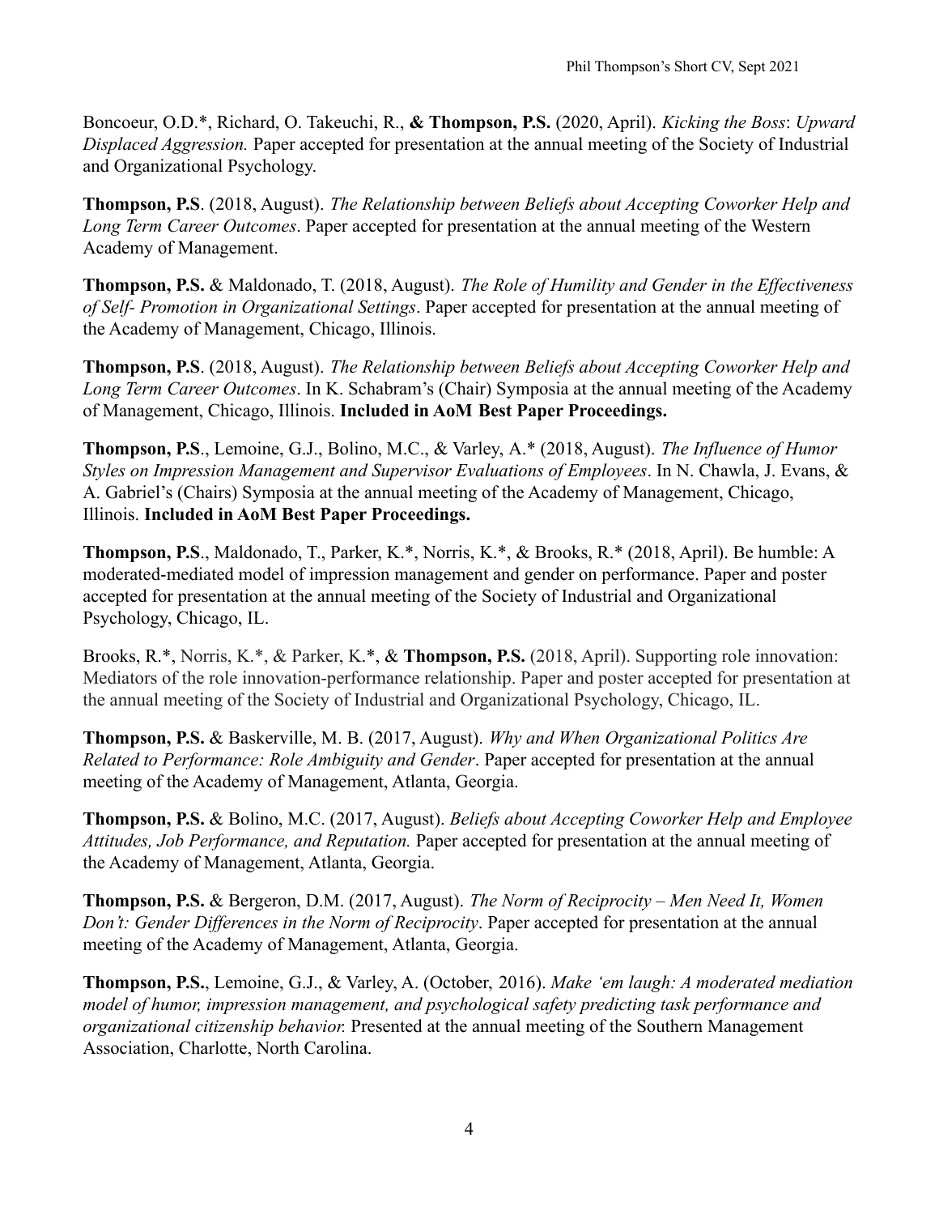Boncoeur, O.D.*, Richard, O. Takeuchi, R., **& Thompson, P.S.** (2020, April). *Kicking the Boss*: *Upward Displaced Aggression.* Paper accepted for presentation at the annual meeting of the Society of Industrial and Organizational Psychology.

**Thompson, P.S**. (2018, August). *The Relationship between Beliefs about Accepting Coworker Help and Long Term Career Outcomes*. Paper accepted for presentation at the annual meeting of the Western Academy of Management.

**Thompson, P.S.** & Maldonado, T. (2018, August). *The Role of Humility and Gender in the Effectiveness of Self- Promotion in Organizational Settings*. Paper accepted for presentation at the annual meeting of the Academy of Management, Chicago, Illinois.

**Thompson, P.S**. (2018, August). *The Relationship between Beliefs about Accepting Coworker Help and Long Term Career Outcomes*. In K. Schabram's (Chair) Symposia at the annual meeting of the Academy of Management, Chicago, Illinois. **Included in AoM Best Paper Proceedings.**

**Thompson, P.S**., Lemoine, G.J., Bolino, M.C., & Varley, A.* (2018, August). *The Influence of Humor Styles on Impression Management and Supervisor Evaluations of Employees*. In N. Chawla, J. Evans, & A. Gabriel's (Chairs) Symposia at the annual meeting of the Academy of Management, Chicago, Illinois. **Included in AoM Best Paper Proceedings.**

**Thompson, P.S**., Maldonado, T., Parker, K.*, Norris, K.*, & Brooks, R.* (2018, April). Be humble: A moderated-mediated model of impression management and gender on performance. Paper and poster accepted for presentation at the annual meeting of the Society of Industrial and Organizational Psychology, Chicago, IL.

Brooks, R.*, Norris, K.*, & Parker, K.*, & **Thompson, P.S.** (2018, April). Supporting role innovation: Mediators of the role innovation-performance relationship. Paper and poster accepted for presentation at the annual meeting of the Society of Industrial and Organizational Psychology, Chicago, IL.

**Thompson, P.S.** & Baskerville, M. B. (2017, August). *Why and When Organizational Politics Are Related to Performance: Role Ambiguity and Gender*. Paper accepted for presentation at the annual meeting of the Academy of Management, Atlanta, Georgia.

**Thompson, P.S.** & Bolino, M.C. (2017, August). *Beliefs about Accepting Coworker Help and Employee Attitudes, Job Performance, and Reputation.* Paper accepted for presentation at the annual meeting of the Academy of Management, Atlanta, Georgia.

**Thompson, P.S.** & Bergeron, D.M. (2017, August). *The Norm of Reciprocity – Men Need It, Women Don't: Gender Differences in the Norm of Reciprocity*. Paper accepted for presentation at the annual meeting of the Academy of Management, Atlanta, Georgia.

**Thompson, P.S.**, Lemoine, G.J., & Varley, A. (October, 2016). *Make 'em laugh: A moderated mediation model of humor, impression management, and psychological safety predicting task performance and organizational citizenship behavior.* Presented at the annual meeting of the Southern Management Association, Charlotte, North Carolina.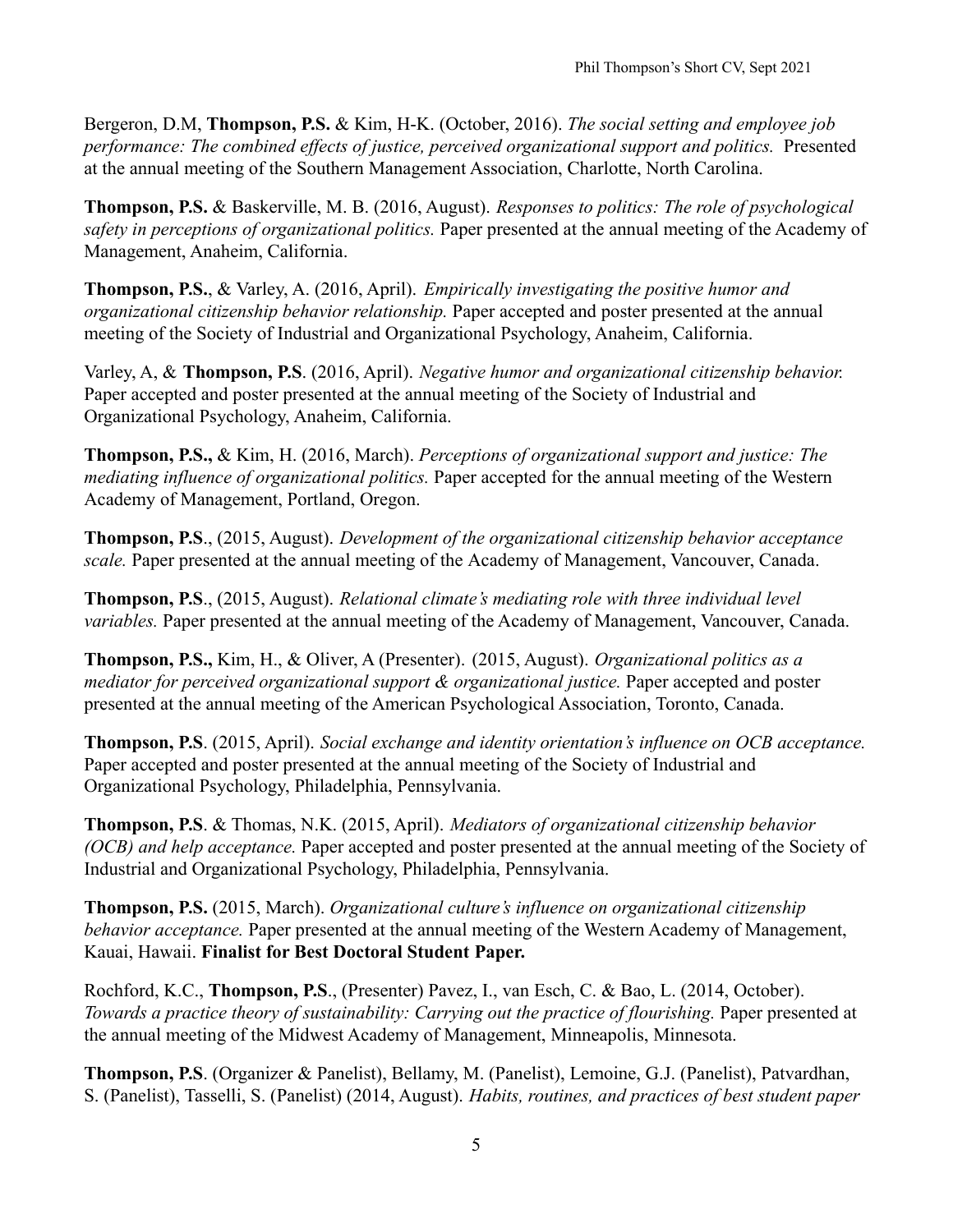Bergeron, D.M, **Thompson, P.S.** & Kim, H-K. (October, 2016). *The social setting and employee job performance: The combined effects of justice, perceived organizational support and politics.* Presented at the annual meeting of the Southern Management Association, Charlotte, North Carolina.

**Thompson, P.S.** & Baskerville, M. B. (2016, August). *Responses to politics: The role of psychological safety in perceptions of organizational politics.* Paper presented at the annual meeting of the Academy of Management, Anaheim, California.

**Thompson, P.S.**, & Varley, A. (2016, April). *Empirically investigating the positive humor and organizational citizenship behavior relationship.* Paper accepted and poster presented at the annual meeting of the Society of Industrial and Organizational Psychology, Anaheim, California.

Varley, A, & **Thompson, P.S**. (2016, April). *Negative humor and organizational citizenship behavior.* Paper accepted and poster presented at the annual meeting of the Society of Industrial and Organizational Psychology, Anaheim, California.

**Thompson, P.S.,** & Kim, H. (2016, March). *Perceptions of organizational support and justice: The mediating influence of organizational politics.* Paper accepted for the annual meeting of the Western Academy of Management, Portland, Oregon.

**Thompson, P.S**., (2015, August). *Development of the organizational citizenship behavior acceptance scale.* Paper presented at the annual meeting of the Academy of Management, Vancouver, Canada.

**Thompson, P.S**., (2015, August). *Relational climate's mediating role with three individual level variables.* Paper presented at the annual meeting of the Academy of Management, Vancouver, Canada.

**Thompson, P.S.,** Kim, H., & Oliver, A (Presenter). (2015, August). *Organizational politics as a mediator for perceived organizational support & organizational justice.* Paper accepted and poster presented at the annual meeting of the American Psychological Association, Toronto, Canada.

**Thompson, P.S**. (2015, April). *Social exchange and identity orientation's influence on OCB acceptance.* Paper accepted and poster presented at the annual meeting of the Society of Industrial and Organizational Psychology, Philadelphia, Pennsylvania.

**Thompson, P.S**. & Thomas, N.K. (2015, April). *Mediators of organizational citizenship behavior (OCB) and help acceptance.* Paper accepted and poster presented at the annual meeting of the Society of Industrial and Organizational Psychology, Philadelphia, Pennsylvania.

**Thompson, P.S.** (2015, March). *Organizational culture's influence on organizational citizenship behavior acceptance.* Paper presented at the annual meeting of the Western Academy of Management, Kauai, Hawaii. **Finalist for Best Doctoral Student Paper.**

Rochford, K.C., **Thompson, P.S**., (Presenter) Pavez, I., van Esch, C. & Bao, L. (2014, October). *Towards a practice theory of sustainability: Carrying out the practice of flourishing.* Paper presented at the annual meeting of the Midwest Academy of Management, Minneapolis, Minnesota.

**Thompson, P.S**. (Organizer & Panelist), Bellamy, M. (Panelist), Lemoine, G.J. (Panelist), Patvardhan, S. (Panelist), Tasselli, S. (Panelist) (2014, August). *Habits, routines, and practices of best student paper*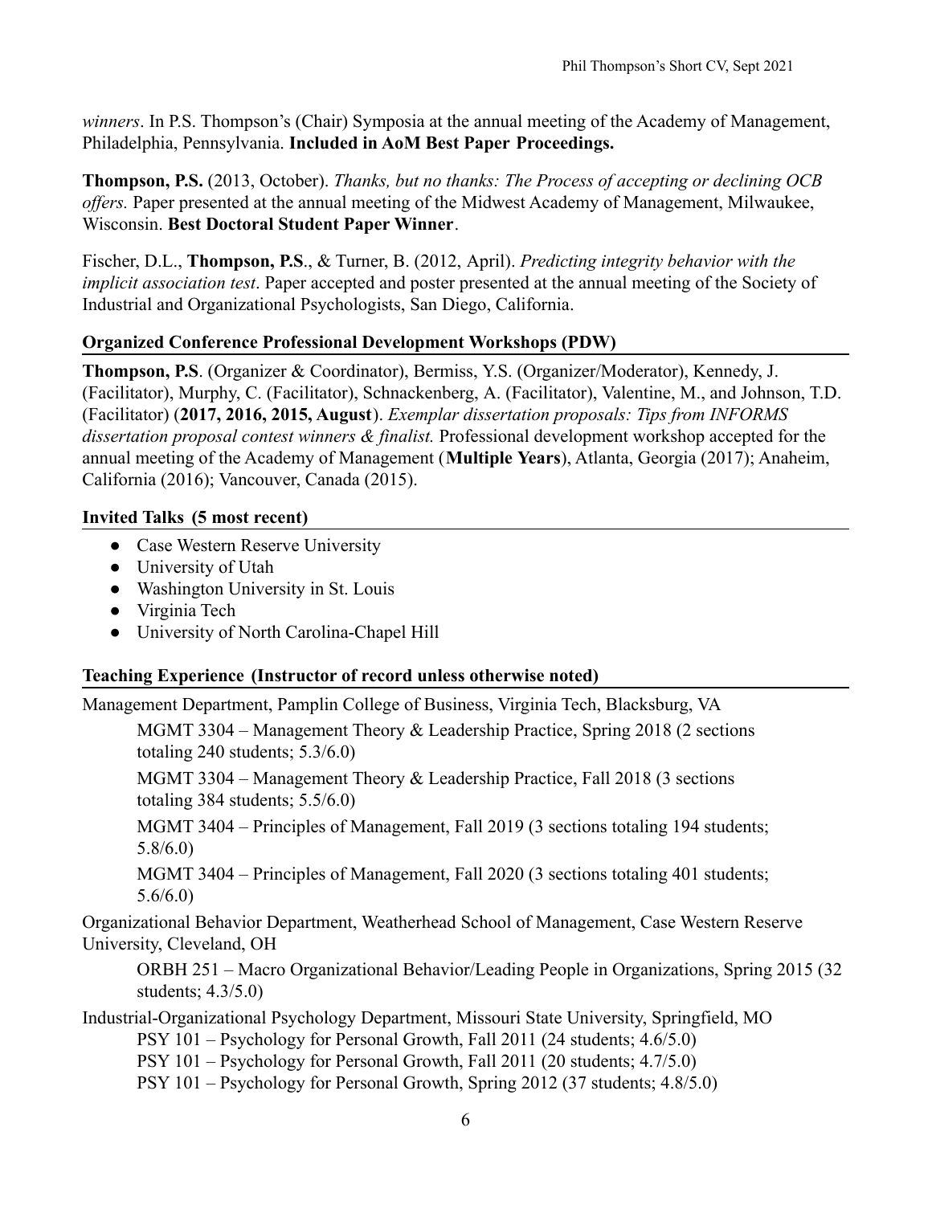*winners*. In P.S. Thompson's (Chair) Symposia at the annual meeting of the Academy of Management, Philadelphia, Pennsylvania. **Included in AoM Best Paper Proceedings.**

**Thompson, P.S.** (2013, October). *Thanks, but no thanks: The Process of accepting or declining OCB offers.* Paper presented at the annual meeting of the Midwest Academy of Management, Milwaukee, Wisconsin. **Best Doctoral Student Paper Winner**.

Fischer, D.L., **Thompson, P.S**., & Turner, B. (2012, April). *Predicting integrity behavior with the implicit association test*. Paper accepted and poster presented at the annual meeting of the Society of Industrial and Organizational Psychologists, San Diego, California.

## Organized Conference Professional Development Workshops (PDW)

**Thompson, P.S**. (Organizer & Coordinator), Bermiss, Y.S. (Organizer/Moderator), Kennedy, J. (Facilitator), Murphy, C. (Facilitator), Schnackenberg, A. (Facilitator), Valentine, M., and Johnson, T.D. (Facilitator) (**2017, 2016, 2015, August**). *Exemplar dissertation proposals: Tips from INFORMS dissertation proposal contest winners & finalist.* Professional development workshop accepted for the annual meeting of the Academy of Management (**Multiple Years**), Atlanta, Georgia (2017); Anaheim, California (2016); Vancouver, Canada (2015).

## Invited Talks (5 most recent)

- Case Western Reserve University
- University of Utah
- Washington University in St. Louis
- Virginia Tech
- University of North Carolina-Chapel Hill

## Teaching Experience (Instructor of record unless otherwise noted)

Management Department, Pamplin College of Business, Virginia Tech, Blacksburg, VA

- MGMT 3304 – Management Theory & Leadership Practice, Spring 2018 (2 sections totaling 240 students; 5.3/6.0)
- MGMT 3304 – Management Theory & Leadership Practice, Fall 2018 (3 sections totaling 384 students; 5.5/6.0)
- MGMT 3404 – Principles of Management, Fall 2019 (3 sections totaling 194 students; 5.8/6.0)
- MGMT 3404 – Principles of Management, Fall 2020 (3 sections totaling 401 students; 5.6/6.0)

Organizational Behavior Department, Weatherhead School of Management, Case Western Reserve University, Cleveland, OH

- ORBH 251 – Macro Organizational Behavior/Leading People in Organizations, Spring 2015 (32 students; 4.3/5.0)

Industrial-Organizational Psychology Department, Missouri State University, Springfield, MO

- PSY 101 – Psychology for Personal Growth, Fall 2011 (24 students; 4.6/5.0)
- PSY 101 – Psychology for Personal Growth, Fall 2011 (20 students; 4.7/5.0)
- PSY 101 – Psychology for Personal Growth, Spring 2012 (37 students; 4.8/5.0)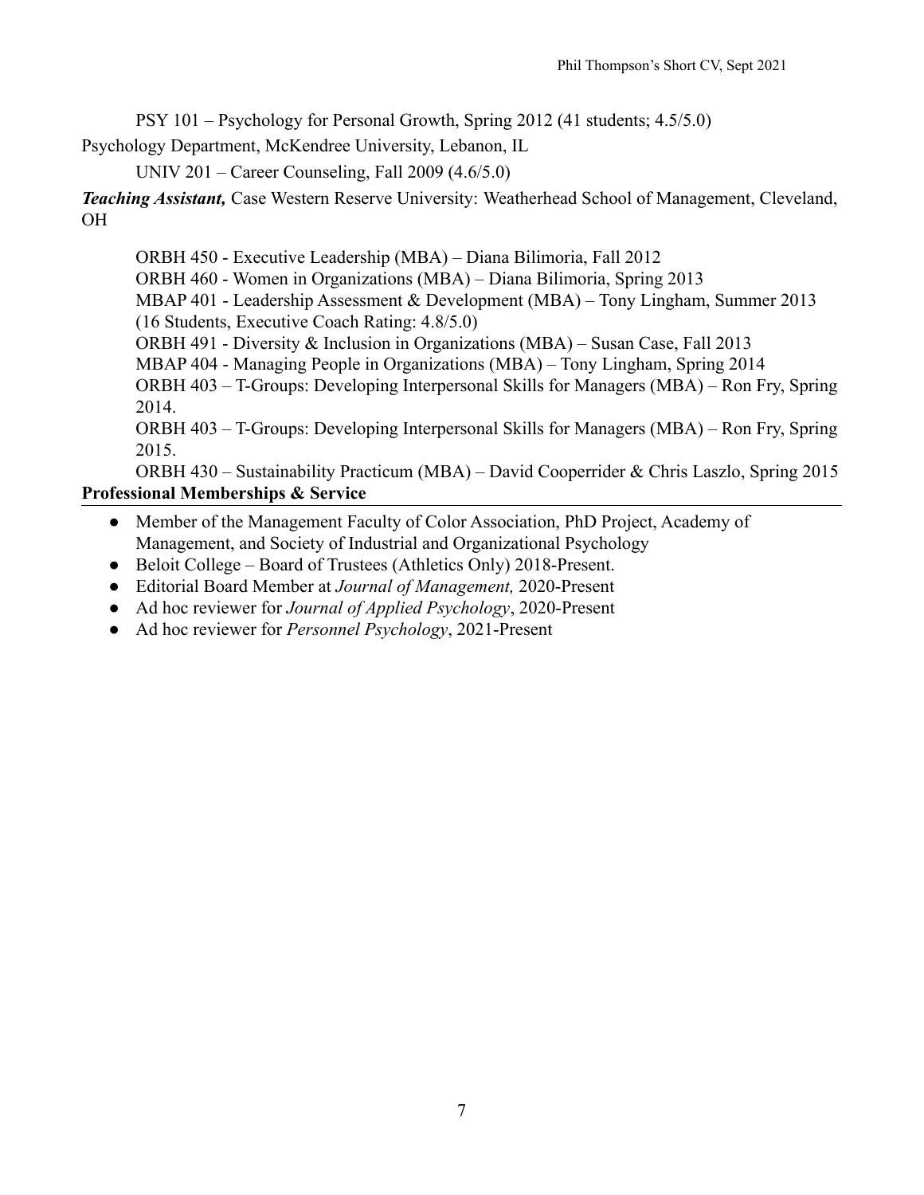PSY 101 – Psychology for Personal Growth, Spring 2012 (41 students; 4.5/5.0)

Psychology Department, McKendree University, Lebanon, IL

UNIV 201 – Career Counseling, Fall 2009 (4.6/5.0)

***Teaching Assistant,*** Case Western Reserve University: Weatherhead School of Management, Cleveland, OH

ORBH 450 - Executive Leadership (MBA) – Diana Bilimoria, Fall 2012

ORBH 460 - Women in Organizations (MBA) – Diana Bilimoria, Spring 2013

MBAP 401 - Leadership Assessment & Development (MBA) – Tony Lingham, Summer 2013 (16 Students, Executive Coach Rating: 4.8/5.0)

ORBH 491 - Diversity & Inclusion in Organizations (MBA) – Susan Case, Fall 2013

MBAP 404 - Managing People in Organizations (MBA) – Tony Lingham, Spring 2014

ORBH 403 – T-Groups: Developing Interpersonal Skills for Managers (MBA) – Ron Fry, Spring 2014.

ORBH 403 – T-Groups: Developing Interpersonal Skills for Managers (MBA) – Ron Fry, Spring 2015.

ORBH 430 – Sustainability Practicum (MBA) – David Cooperrider & Chris Laszlo, Spring 2015

## Professional Memberships & Service

- Member of the Management Faculty of Color Association, PhD Project, Academy of Management, and Society of Industrial and Organizational Psychology
- Beloit College – Board of Trustees (Athletics Only) 2018-Present.
- Editorial Board Member at *Journal of Management,* 2020-Present
- Ad hoc reviewer for *Journal of Applied Psychology*, 2020-Present
- Ad hoc reviewer for *Personnel Psychology*, 2021-Present